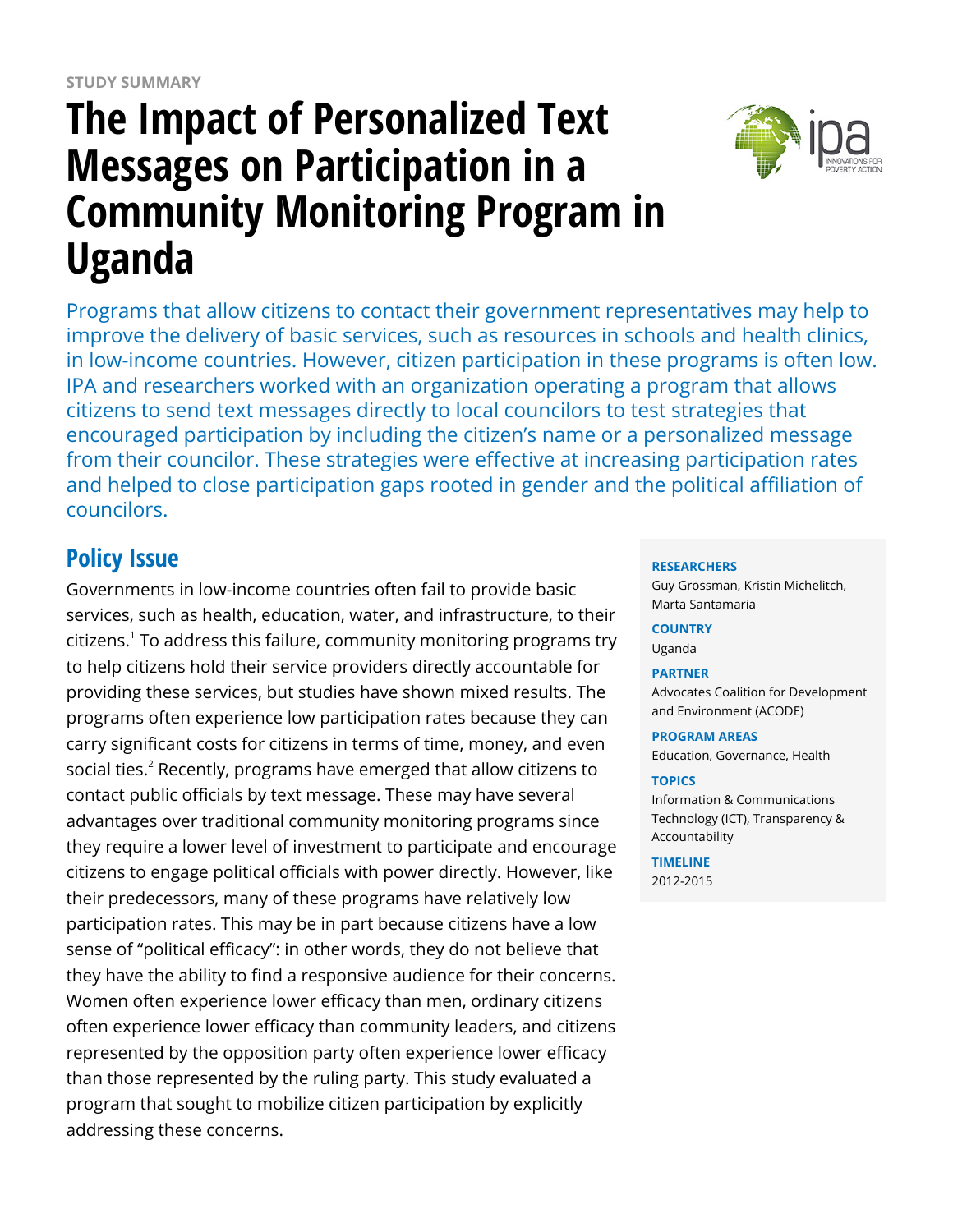STUDY SUMMARY

# The Impact of Personalized Text Messages on Participation in a Community Monitoring Program in Uganda

Programs that allow citizens to contact their government representatives may help to improve the delivery of basic services, such as resources in schools and health clinics, in low-income countries. However, citizen participation in these programs is often low. IPA and researchers worked with an organization operating a program that allows citizens to send text messages directly to local councilors to test strategies that encouraged participation by including the citizen's name or a personalized message from their councilor. These strategies were effective at increasing participation rates and helped to close participation gaps rooted in gender and the political affiliation of councilors.

**RESEARCHERS**
Guy Grossman, Kristin Michelitch, Marta Santamaria

**COUNTRY**
Uganda

**PARTNER**
Advocates Coalition for Development and Environment (ACODE)

**PROGRAM AREAS**
Education, Governance, Health

**TOPICS**
Information & Communications Technology (ICT), Transparency & Accountability

**TIMELINE**
2012-2015

## Policy Issue

Governments in low-income countries often fail to provide basic services, such as health, education, water, and infrastructure, to their citizens.[1] To address this failure, community monitoring programs try to help citizens hold their service providers directly accountable for providing these services, but studies have shown mixed results. The programs often experience low participation rates because they can carry significant costs for citizens in terms of time, money, and even social ties.[2] Recently, programs have emerged that allow citizens to contact public officials by text message. These may have several advantages over traditional community monitoring programs since they require a lower level of investment to participate and encourage citizens to engage political officials with power directly. However, like their predecessors, many of these programs have relatively low participation rates. This may be in part because citizens have a low sense of "political efficacy": in other words, they do not believe that they have the ability to find a responsive audience for their concerns. Women often experience lower efficacy than men, ordinary citizens often experience lower efficacy than community leaders, and citizens represented by the opposition party often experience lower efficacy than those represented by the ruling party. This study evaluated a program that sought to mobilize citizen participation by explicitly addressing these concerns.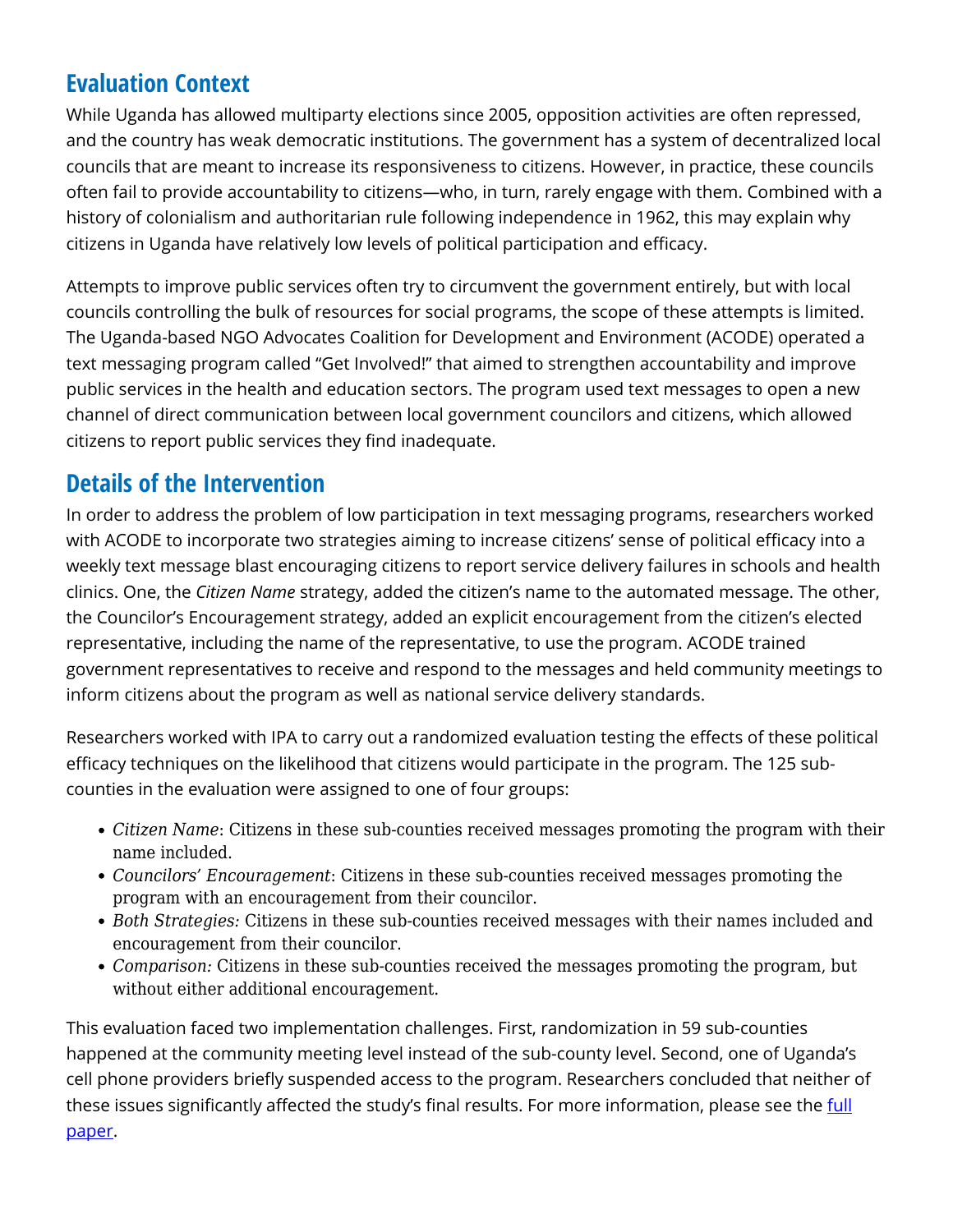## Evaluation Context

While Uganda has allowed multiparty elections since 2005, opposition activities are often repressed, and the country has weak democratic institutions. The government has a system of decentralized local councils that are meant to increase its responsiveness to citizens. However, in practice, these councils often fail to provide accountability to citizens—who, in turn, rarely engage with them. Combined with a history of colonialism and authoritarian rule following independence in 1962, this may explain why citizens in Uganda have relatively low levels of political participation and efficacy.

Attempts to improve public services often try to circumvent the government entirely, but with local councils controlling the bulk of resources for social programs, the scope of these attempts is limited. The Uganda-based NGO Advocates Coalition for Development and Environment (ACODE) operated a text messaging program called "Get Involved!" that aimed to strengthen accountability and improve public services in the health and education sectors. The program used text messages to open a new channel of direct communication between local government councilors and citizens, which allowed citizens to report public services they find inadequate.

## Details of the Intervention

In order to address the problem of low participation in text messaging programs, researchers worked with ACODE to incorporate two strategies aiming to increase citizens' sense of political efficacy into a weekly text message blast encouraging citizens to report service delivery failures in schools and health clinics. One, the *Citizen Name* strategy, added the citizen's name to the automated message. The other, the Councilor's Encouragement strategy, added an explicit encouragement from the citizen's elected representative, including the name of the representative, to use the program. ACODE trained government representatives to receive and respond to the messages and held community meetings to inform citizens about the program as well as national service delivery standards.

Researchers worked with IPA to carry out a randomized evaluation testing the effects of these political efficacy techniques on the likelihood that citizens would participate in the program. The 125 sub-counties in the evaluation were assigned to one of four groups:

- *Citizen Name*: Citizens in these sub-counties received messages promoting the program with their name included.
- *Councilors' Encouragement*: Citizens in these sub-counties received messages promoting the program with an encouragement from their councilor.
- *Both Strategies:* Citizens in these sub-counties received messages with their names included and encouragement from their councilor.
- *Comparison:* Citizens in these sub-counties received the messages promoting the program, but without either additional encouragement.

This evaluation faced two implementation challenges. First, randomization in 59 sub-counties happened at the community meeting level instead of the sub-county level. Second, one of Uganda's cell phone providers briefly suspended access to the program. Researchers concluded that neither of these issues significantly affected the study's final results. For more information, please see the full paper.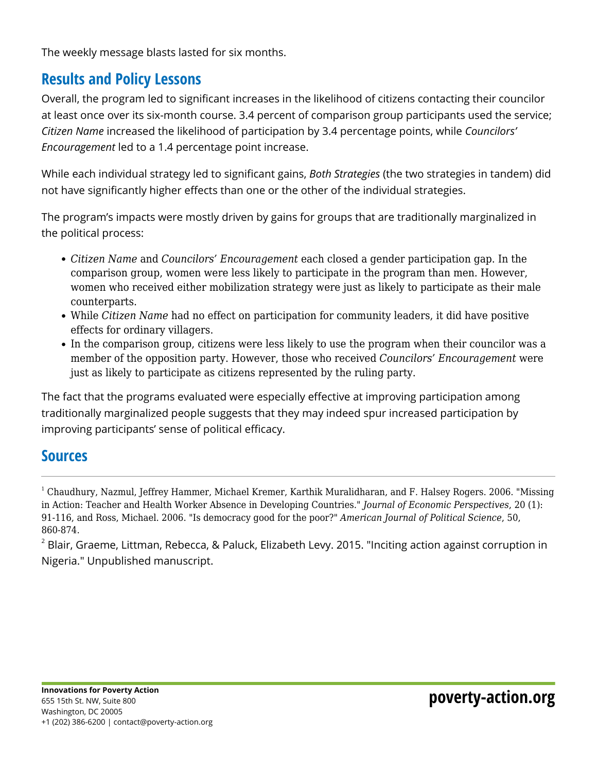The weekly message blasts lasted for six months.

## Results and Policy Lessons

Overall, the program led to significant increases in the likelihood of citizens contacting their councilor at least once over its six-month course. 3.4 percent of comparison group participants used the service; *Citizen Name* increased the likelihood of participation by 3.4 percentage points, while *Councilors' Encouragement* led to a 1.4 percentage point increase.

While each individual strategy led to significant gains, *Both Strategies* (the two strategies in tandem) did not have significantly higher effects than one or the other of the individual strategies.

The program's impacts were mostly driven by gains for groups that are traditionally marginalized in the political process:

- *Citizen Name* and *Councilors' Encouragement* each closed a gender participation gap. In the comparison group, women were less likely to participate in the program than men. However, women who received either mobilization strategy were just as likely to participate as their male counterparts.
- While *Citizen Name* had no effect on participation for community leaders, it did have positive effects for ordinary villagers.
- In the comparison group, citizens were less likely to use the program when their councilor was a member of the opposition party. However, those who received *Councilors' Encouragement* were just as likely to participate as citizens represented by the ruling party.

The fact that the programs evaluated were especially effective at improving participation among traditionally marginalized people suggests that they may indeed spur increased participation by improving participants' sense of political efficacy.

## Sources

[1] Chaudhury, Nazmul, Jeffrey Hammer, Michael Kremer, Karthik Muralidharan, and F. Halsey Rogers. 2006. "Missing in Action: Teacher and Health Worker Absence in Developing Countries." *Journal of Economic Perspectives*, 20 (1): 91-116, and Ross, Michael. 2006. "Is democracy good for the poor?" *American Journal of Political Science*, 50, 860-874.

[2] Blair, Graeme, Littman, Rebecca, & Paluck, Elizabeth Levy. 2015. "Inciting action against corruption in Nigeria." Unpublished manuscript.

**Innovations for Poverty Action**
655 15th St. NW, Suite 800
Washington, DC 20005
+1 (202) 386-6200 | contact@poverty-action.org

**poverty-action.org**